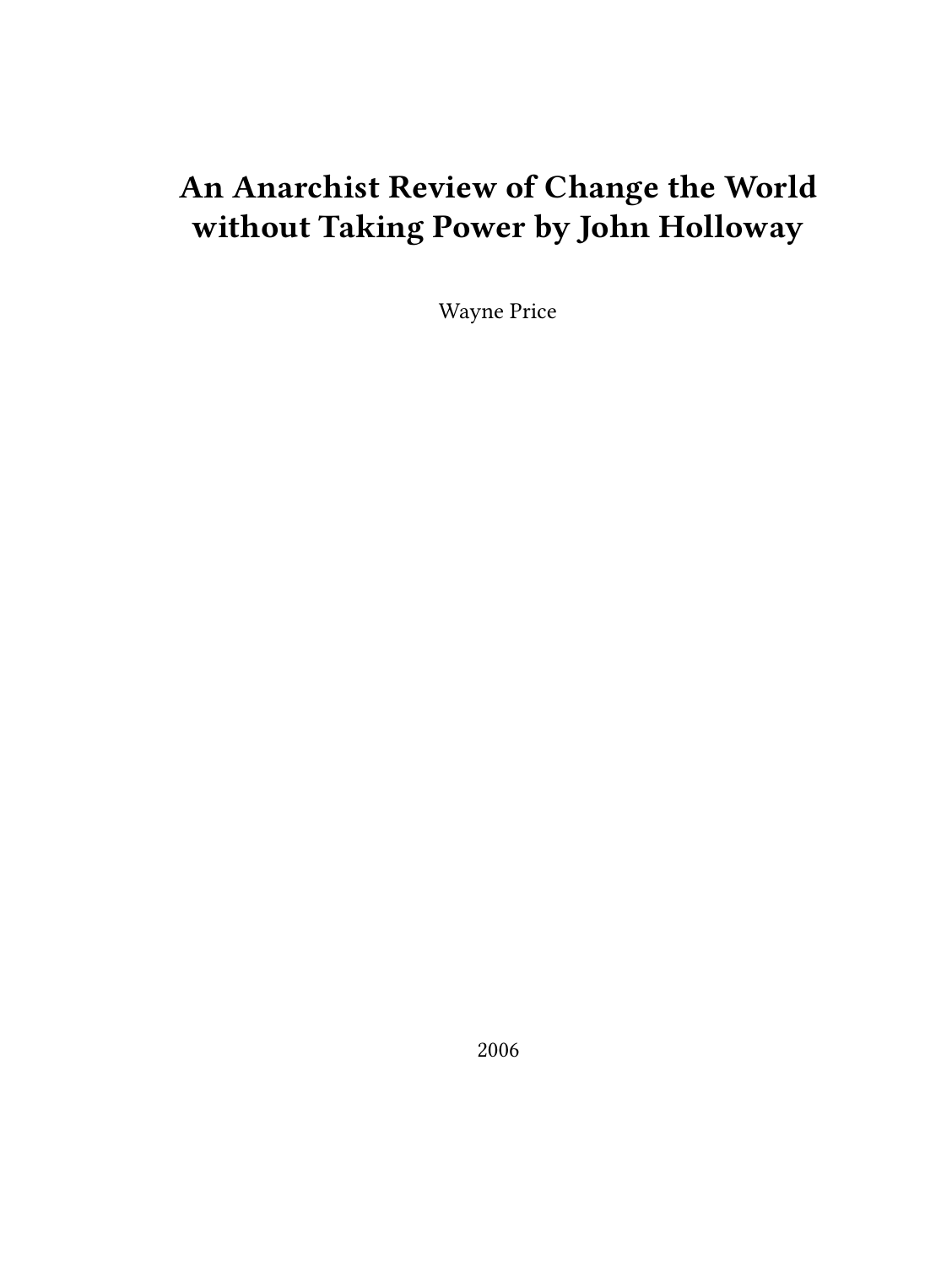# An Anarchist Review of Change the World without Taking Power by John Holloway

Wayne Price

2006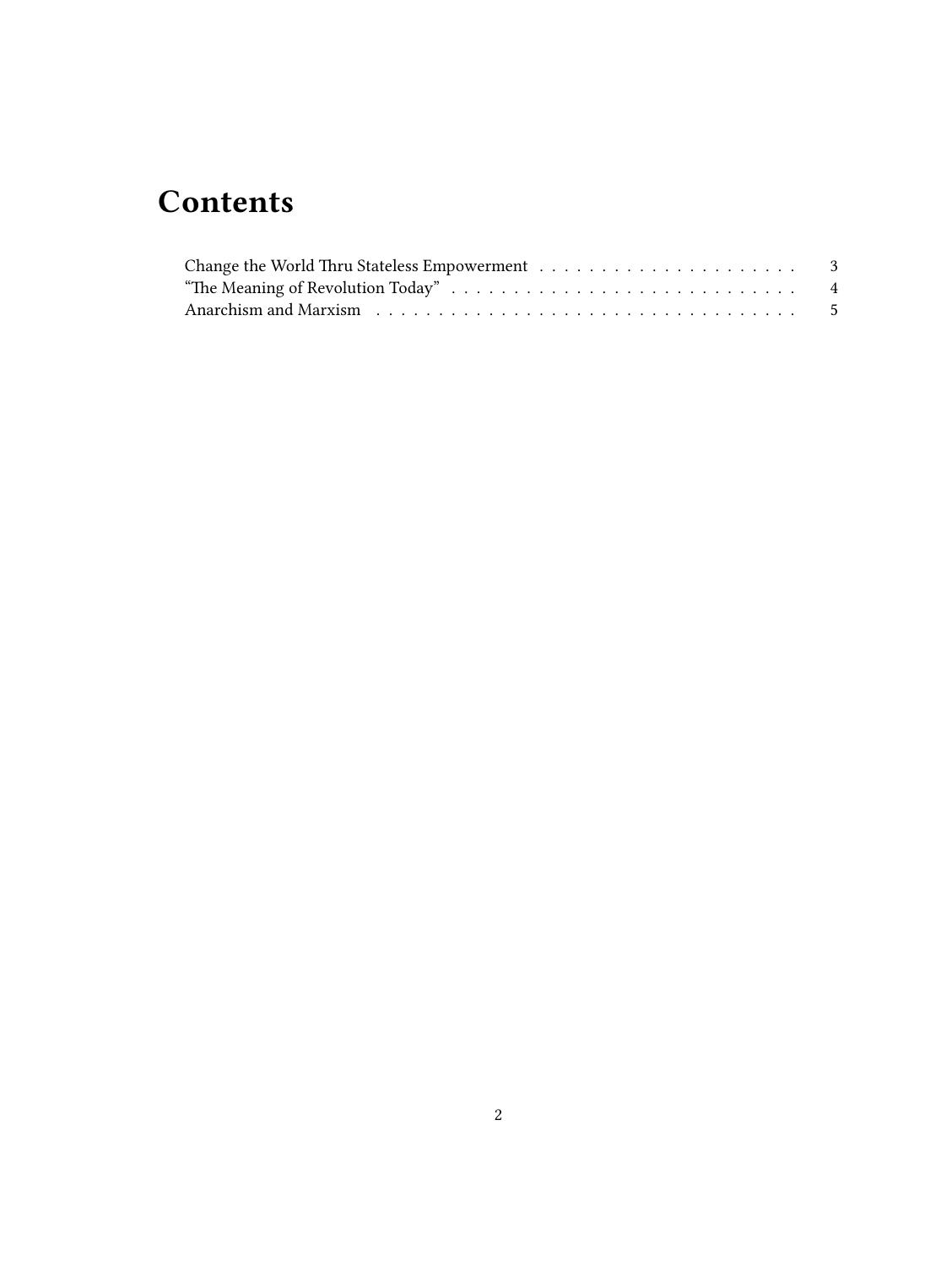# Contents

- Change the World Thru Stateless Empowerment . . . . . 3
- "The Meaning of Revolution Today" . . . . . 4
- Anarchism and Marxism . . . . . 5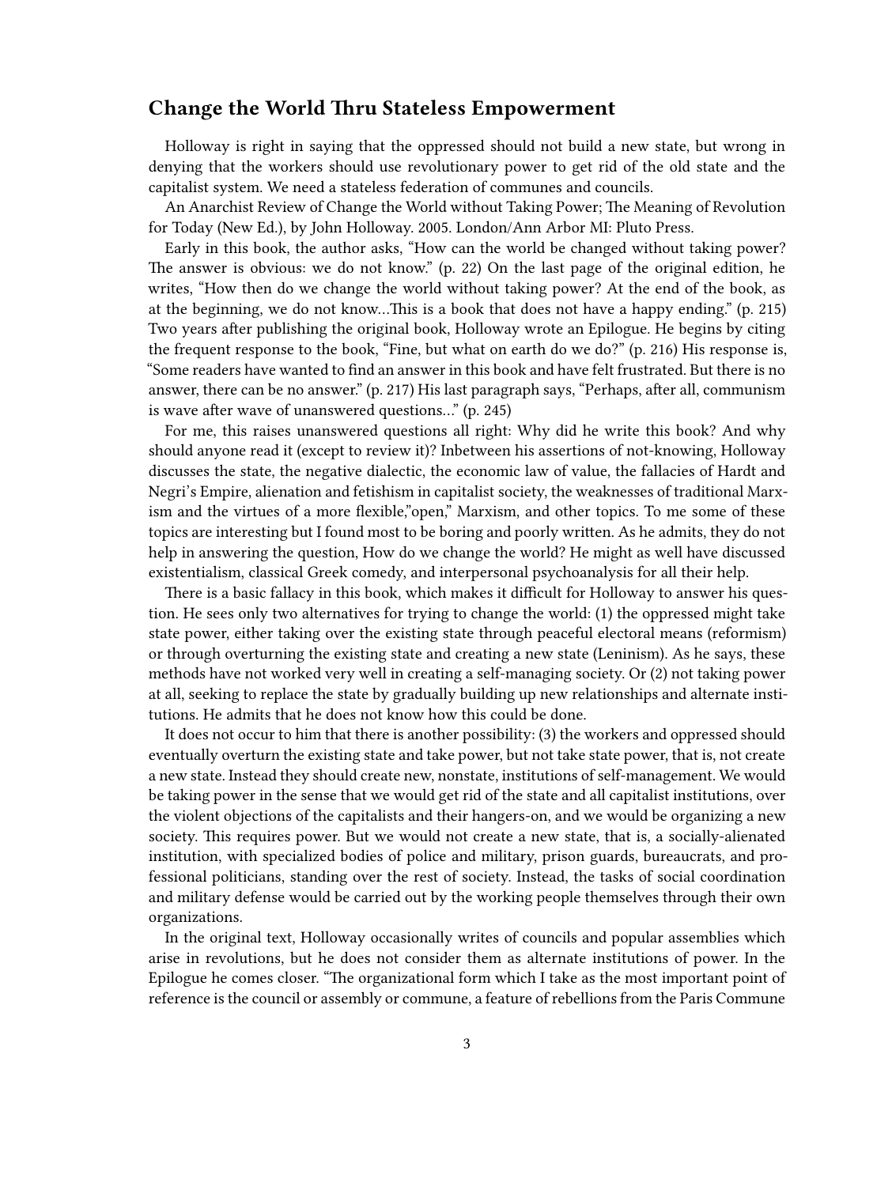## Change the World Thru Stateless Empowerment

Holloway is right in saying that the oppressed should not build a new state, but wrong in denying that the workers should use revolutionary power to get rid of the old state and the capitalist system. We need a stateless federation of communes and councils.

An Anarchist Review of Change the World without Taking Power; The Meaning of Revolution for Today (New Ed.), by John Holloway. 2005. London/Ann Arbor MI: Pluto Press.

Early in this book, the author asks, "How can the world be changed without taking power? The answer is obvious: we do not know." (p. 22) On the last page of the original edition, he writes, "How then do we change the world without taking power? At the end of the book, as at the beginning, we do not know…This is a book that does not have a happy ending." (p. 215) Two years after publishing the original book, Holloway wrote an Epilogue. He begins by citing the frequent response to the book, "Fine, but what on earth do we do?" (p. 216) His response is, "Some readers have wanted to find an answer in this book and have felt frustrated. But there is no answer, there can be no answer." (p. 217) His last paragraph says, "Perhaps, after all, communism is wave after wave of unanswered questions…" (p. 245)

For me, this raises unanswered questions all right: Why did he write this book? And why should anyone read it (except to review it)? Inbetween his assertions of not-knowing, Holloway discusses the state, the negative dialectic, the economic law of value, the fallacies of Hardt and Negri's Empire, alienation and fetishism in capitalist society, the weaknesses of traditional Marxism and the virtues of a more flexible,"open," Marxism, and other topics. To me some of these topics are interesting but I found most to be boring and poorly written. As he admits, they do not help in answering the question, How do we change the world? He might as well have discussed existentialism, classical Greek comedy, and interpersonal psychoanalysis for all their help.

There is a basic fallacy in this book, which makes it difficult for Holloway to answer his question. He sees only two alternatives for trying to change the world: (1) the oppressed might take state power, either taking over the existing state through peaceful electoral means (reformism) or through overturning the existing state and creating a new state (Leninism). As he says, these methods have not worked very well in creating a self-managing society. Or (2) not taking power at all, seeking to replace the state by gradually building up new relationships and alternate institutions. He admits that he does not know how this could be done.

It does not occur to him that there is another possibility: (3) the workers and oppressed should eventually overturn the existing state and take power, but not take state power, that is, not create a new state. Instead they should create new, nonstate, institutions of self-management. We would be taking power in the sense that we would get rid of the state and all capitalist institutions, over the violent objections of the capitalists and their hangers-on, and we would be organizing a new society. This requires power. But we would not create a new state, that is, a socially-alienated institution, with specialized bodies of police and military, prison guards, bureaucrats, and professional politicians, standing over the rest of society. Instead, the tasks of social coordination and military defense would be carried out by the working people themselves through their own organizations.

In the original text, Holloway occasionally writes of councils and popular assemblies which arise in revolutions, but he does not consider them as alternate institutions of power. In the Epilogue he comes closer. "The organizational form which I take as the most important point of reference is the council or assembly or commune, a feature of rebellions from the Paris Commune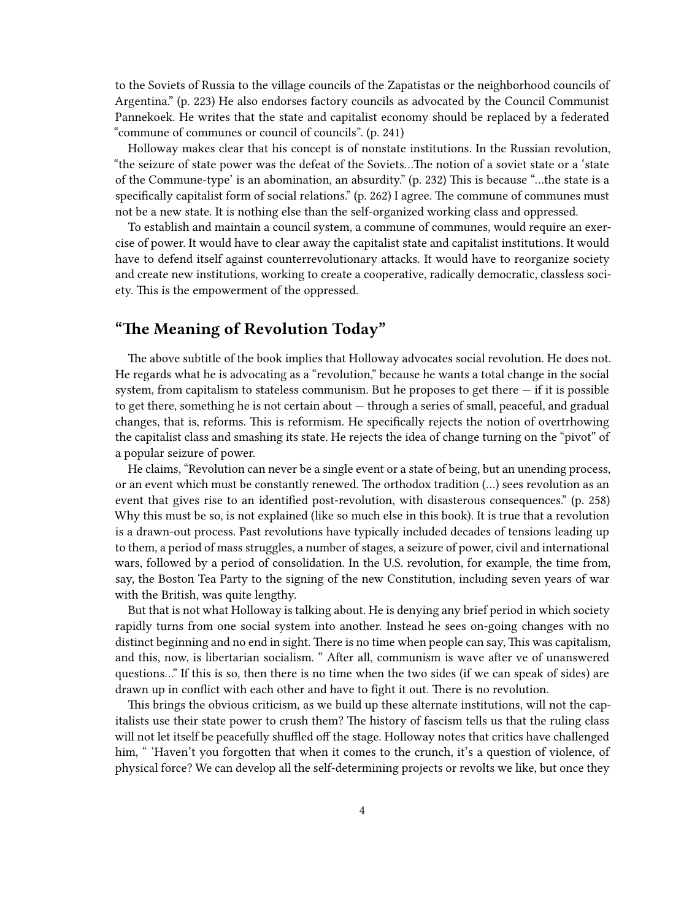to the Soviets of Russia to the village councils of the Zapatistas or the neighborhood councils of Argentina." (p. 223) He also endorses factory councils as advocated by the Council Communist Pannekoek. He writes that the state and capitalist economy should be replaced by a federated "commune of communes or council of councils". (p. 241)

Holloway makes clear that his concept is of nonstate institutions. In the Russian revolution, "the seizure of state power was the defeat of the Soviets…The notion of a soviet state or a 'state of the Commune-type' is an abomination, an absurdity." (p. 232) This is because "…the state is a specifically capitalist form of social relations." (p. 262) I agree. The commune of communes must not be a new state. It is nothing else than the self-organized working class and oppressed.

To establish and maintain a council system, a commune of communes, would require an exercise of power. It would have to clear away the capitalist state and capitalist institutions. It would have to defend itself against counterrevolutionary attacks. It would have to reorganize society and create new institutions, working to create a cooperative, radically democratic, classless society. This is the empowerment of the oppressed.

## "The Meaning of Revolution Today"

The above subtitle of the book implies that Holloway advocates social revolution. He does not. He regards what he is advocating as a "revolution," because he wants a total change in the social system, from capitalism to stateless communism. But he proposes to get there — if it is possible to get there, something he is not certain about — through a series of small, peaceful, and gradual changes, that is, reforms. This is reformism. He specifically rejects the notion of overtrhowing the capitalist class and smashing its state. He rejects the idea of change turning on the "pivot" of a popular seizure of power.

He claims, "Revolution can never be a single event or a state of being, but an unending process, or an event which must be constantly renewed. The orthodox tradition (…) sees revolution as an event that gives rise to an identified post-revolution, with disasterous consequences." (p. 258) Why this must be so, is not explained (like so much else in this book). It is true that a revolution is a drawn-out process. Past revolutions have typically included decades of tensions leading up to them, a period of mass struggles, a number of stages, a seizure of power, civil and international wars, followed by a period of consolidation. In the U.S. revolution, for example, the time from, say, the Boston Tea Party to the signing of the new Constitution, including seven years of war with the British, was quite lengthy.

But that is not what Holloway is talking about. He is denying any brief period in which society rapidly turns from one social system into another. Instead he sees on-going changes with no distinct beginning and no end in sight. There is no time when people can say, This was capitalism, and this, now, is libertarian socialism. " After all, communism is wave after ve of unanswered questions…" If this is so, then there is no time when the two sides (if we can speak of sides) are drawn up in conflict with each other and have to fight it out. There is no revolution.

This brings the obvious criticism, as we build up these alternate institutions, will not the capitalists use their state power to crush them? The history of fascism tells us that the ruling class will not let itself be peacefully shuffled off the stage. Holloway notes that critics have challenged him, " 'Haven't you forgotten that when it comes to the crunch, it's a question of violence, of physical force? We can develop all the self-determining projects or revolts we like, but once they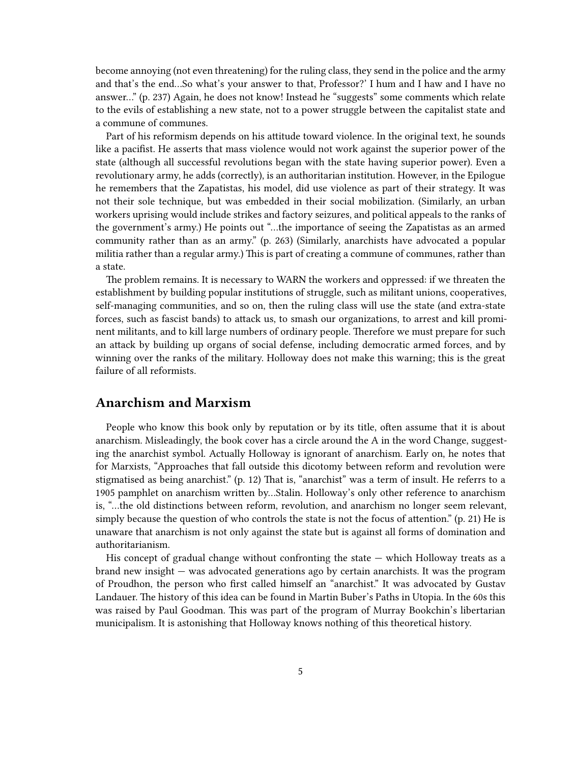become annoying (not even threatening) for the ruling class, they send in the police and the army and that's the end…So what's your answer to that, Professor?' I hum and I haw and I have no answer…" (p. 237) Again, he does not know! Instead he "suggests" some comments which relate to the evils of establishing a new state, not to a power struggle between the capitalist state and a commune of communes.

Part of his reformism depends on his attitude toward violence. In the original text, he sounds like a pacifist. He asserts that mass violence would not work against the superior power of the state (although all successful revolutions began with the state having superior power). Even a revolutionary army, he adds (correctly), is an authoritarian institution. However, in the Epilogue he remembers that the Zapatistas, his model, did use violence as part of their strategy. It was not their sole technique, but was embedded in their social mobilization. (Similarly, an urban workers uprising would include strikes and factory seizures, and political appeals to the ranks of the government's army.) He points out "…the importance of seeing the Zapatistas as an armed community rather than as an army." (p. 263) (Similarly, anarchists have advocated a popular militia rather than a regular army.) This is part of creating a commune of communes, rather than a state.

The problem remains. It is necessary to WARN the workers and oppressed: if we threaten the establishment by building popular institutions of struggle, such as militant unions, cooperatives, self-managing communities, and so on, then the ruling class will use the state (and extra-state forces, such as fascist bands) to attack us, to smash our organizations, to arrest and kill prominent militants, and to kill large numbers of ordinary people. Therefore we must prepare for such an attack by building up organs of social defense, including democratic armed forces, and by winning over the ranks of the military. Holloway does not make this warning; this is the great failure of all reformists.

## Anarchism and Marxism

People who know this book only by reputation or by its title, often assume that it is about anarchism. Misleadingly, the book cover has a circle around the A in the word Change, suggesting the anarchist symbol. Actually Holloway is ignorant of anarchism. Early on, he notes that for Marxists, "Approaches that fall outside this dicotomy between reform and revolution were stigmatised as being anarchist." (p. 12) That is, "anarchist" was a term of insult. He referrs to a 1905 pamphlet on anarchism written by…Stalin. Holloway's only other reference to anarchism is, "…the old distinctions between reform, revolution, and anarchism no longer seem relevant, simply because the question of who controls the state is not the focus of attention." (p. 21) He is unaware that anarchism is not only against the state but is against all forms of domination and authoritarianism.

His concept of gradual change without confronting the state — which Holloway treats as a brand new insight — was advocated generations ago by certain anarchists. It was the program of Proudhon, the person who first called himself an "anarchist." It was advocated by Gustav Landauer. The history of this idea can be found in Martin Buber's Paths in Utopia. In the 60s this was raised by Paul Goodman. This was part of the program of Murray Bookchin's libertarian municipalism. It is astonishing that Holloway knows nothing of this theoretical history.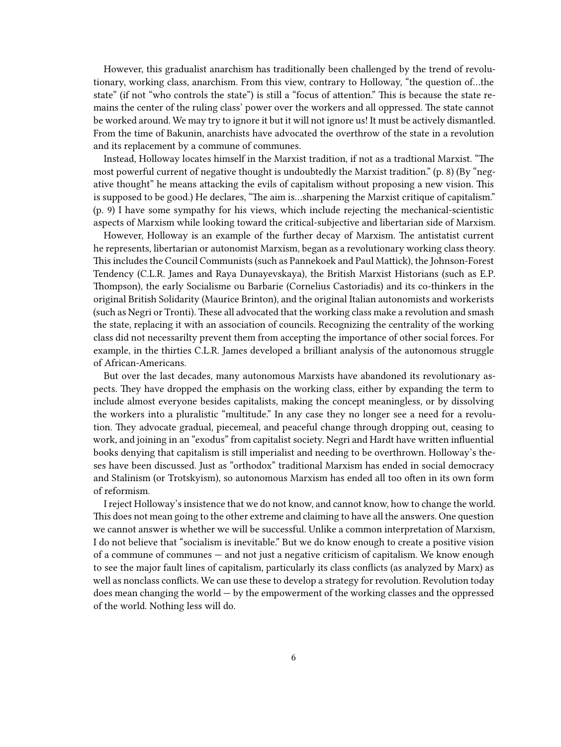However, this gradualist anarchism has traditionally been challenged by the trend of revolutionary, working class, anarchism. From this view, contrary to Holloway, "the question of…the state" (if not "who controls the state") is still a "focus of attention." This is because the state remains the center of the ruling class' power over the workers and all oppressed. The state cannot be worked around. We may try to ignore it but it will not ignore us! It must be actively dismantled. From the time of Bakunin, anarchists have advocated the overthrow of the state in a revolution and its replacement by a commune of communes.

Instead, Holloway locates himself in the Marxist tradition, if not as a tradtional Marxist. "The most powerful current of negative thought is undoubtedly the Marxist tradition." (p. 8) (By "negative thought" he means attacking the evils of capitalism without proposing a new vision. This is supposed to be good.) He declares, "The aim is…sharpening the Marxist critique of capitalism." (p. 9) I have some sympathy for his views, which include rejecting the mechanical-scientistic aspects of Marxism while looking toward the critical-subjective and libertarian side of Marxism.

However, Holloway is an example of the further decay of Marxism. The antistatist current he represents, libertarian or autonomist Marxism, began as a revolutionary working class theory. This includes the Council Communists (such as Pannekoek and Paul Mattick), the Johnson-Forest Tendency (C.L.R. James and Raya Dunayevskaya), the British Marxist Historians (such as E.P. Thompson), the early Socialisme ou Barbarie (Cornelius Castoriadis) and its co-thinkers in the original British Solidarity (Maurice Brinton), and the original Italian autonomists and workerists (such as Negri or Tronti). These all advocated that the working class make a revolution and smash the state, replacing it with an association of councils. Recognizing the centrality of the working class did not necessarilty prevent them from accepting the importance of other social forces. For example, in the thirties C.L.R. James developed a brilliant analysis of the autonomous struggle of African-Americans.

But over the last decades, many autonomous Marxists have abandoned its revolutionary aspects. They have dropped the emphasis on the working class, either by expanding the term to include almost everyone besides capitalists, making the concept meaningless, or by dissolving the workers into a pluralistic "multitude." In any case they no longer see a need for a revolution. They advocate gradual, piecemeal, and peaceful change through dropping out, ceasing to work, and joining in an "exodus" from capitalist society. Negri and Hardt have written influential books denying that capitalism is still imperialist and needing to be overthrown. Holloway's theses have been discussed. Just as "orthodox" traditional Marxism has ended in social democracy and Stalinism (or Trotskyism), so autonomous Marxism has ended all too often in its own form of reformism.

I reject Holloway's insistence that we do not know, and cannot know, how to change the world. This does not mean going to the other extreme and claiming to have all the answers. One question we cannot answer is whether we will be successful. Unlike a common interpretation of Marxism, I do not believe that "socialism is inevitable." But we do know enough to create a positive vision of a commune of communes — and not just a negative criticism of capitalism. We know enough to see the major fault lines of capitalism, particularly its class conflicts (as analyzed by Marx) as well as nonclass conflicts. We can use these to develop a strategy for revolution. Revolution today does mean changing the world — by the empowerment of the working classes and the oppressed of the world. Nothing less will do.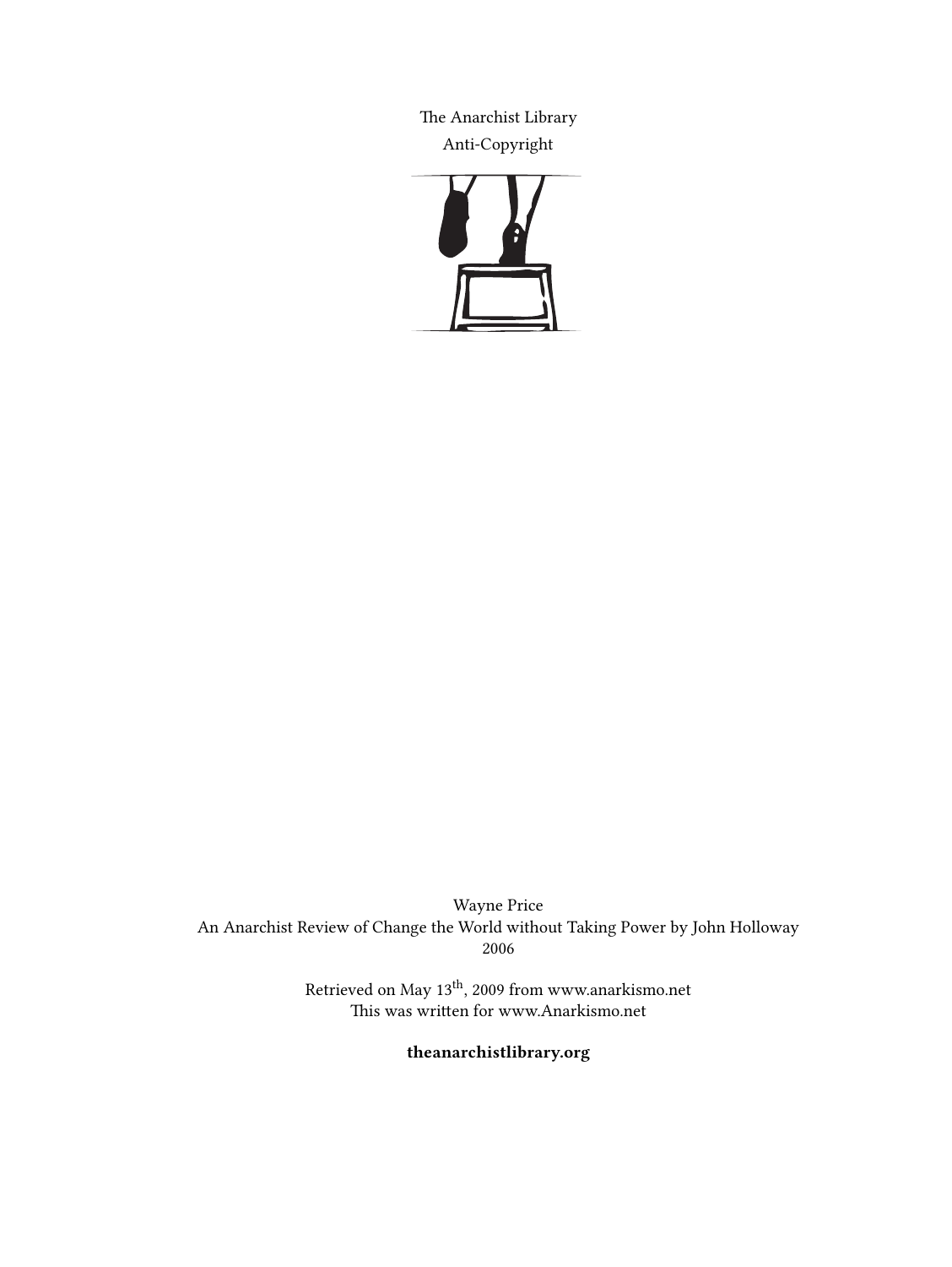The Anarchist Library
Anti-Copyright

Wayne Price
An Anarchist Review of Change the World without Taking Power by John Holloway
2006

Retrieved on May 13th, 2009 from www.anarkismo.net
This was written for www.Anarkismo.net

**theanarchistlibrary.org**